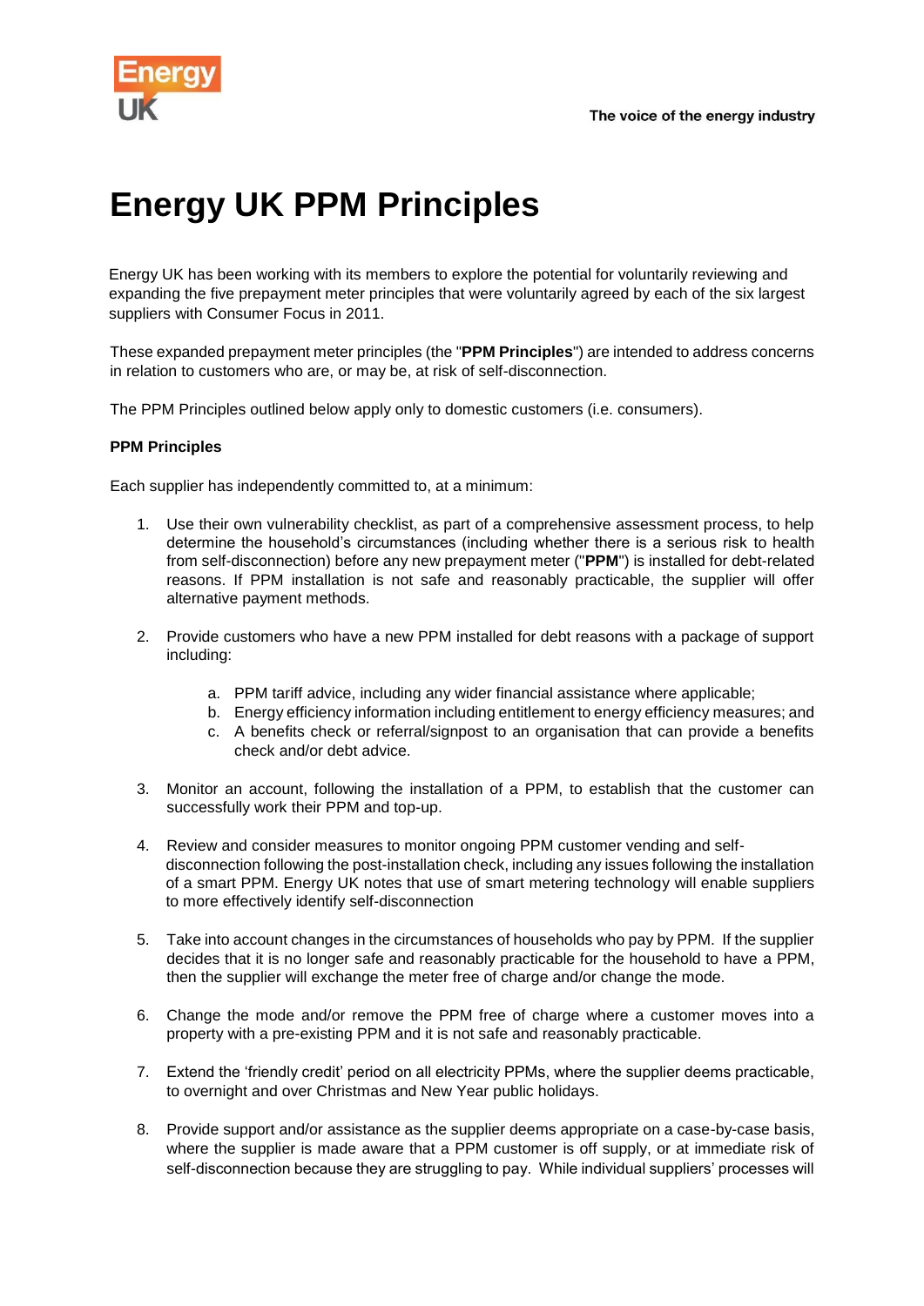# Energy UK PPM Principles

Energy UK has been working with its members to explore the potential for voluntarily reviewing and expanding the five prepayment meter principles that were voluntarily agreed by each of the six largest suppliers with Consumer Focus in 2011.

These expanded prepayment meter principles (the "**PPM Principles**") are intended to address concerns in relation to customers who are, or may be, at risk of self-disconnection.

The PPM Principles outlined below apply only to domestic customers (i.e. consumers).

**PPM Principles**

Each supplier has independently committed to, at a minimum:

1. Use their own vulnerability checklist, as part of a comprehensive assessment process, to help determine the household's circumstances (including whether there is a serious risk to health from self-disconnection) before any new prepayment meter ("**PPM**") is installed for debt-related reasons. If PPM installation is not safe and reasonably practicable, the supplier will offer alternative payment methods.

2. Provide customers who have a new PPM installed for debt reasons with a package of support including:

    a. PPM tariff advice, including any wider financial assistance where applicable;
    b. Energy efficiency information including entitlement to energy efficiency measures; and
    c. A benefits check or referral/signpost to an organisation that can provide a benefits check and/or debt advice.

3. Monitor an account, following the installation of a PPM, to establish that the customer can successfully work their PPM and top-up.

4. Review and consider measures to monitor ongoing PPM customer vending and self-disconnection following the post-installation check, including any issues following the installation of a smart PPM. Energy UK notes that use of smart metering technology will enable suppliers to more effectively identify self-disconnection

5. Take into account changes in the circumstances of households who pay by PPM. If the supplier decides that it is no longer safe and reasonably practicable for the household to have a PPM, then the supplier will exchange the meter free of charge and/or change the mode.

6. Change the mode and/or remove the PPM free of charge where a customer moves into a property with a pre-existing PPM and it is not safe and reasonably practicable.

7. Extend the 'friendly credit' period on all electricity PPMs, where the supplier deems practicable, to overnight and over Christmas and New Year public holidays.

8. Provide support and/or assistance as the supplier deems appropriate on a case-by-case basis, where the supplier is made aware that a PPM customer is off supply, or at immediate risk of self-disconnection because they are struggling to pay. While individual suppliers' processes will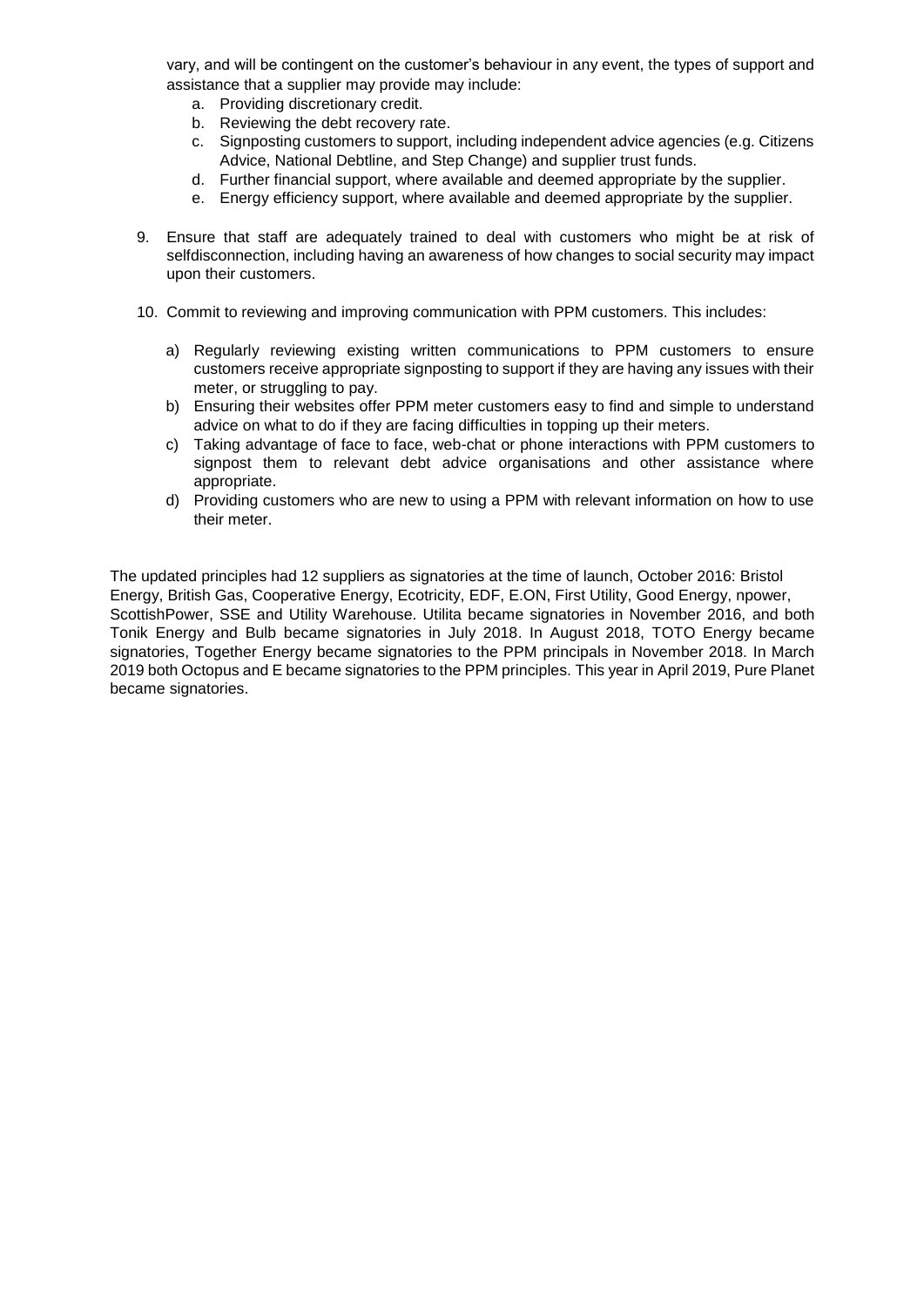vary, and will be contingent on the customer's behaviour in any event, the types of support and assistance that a supplier may provide may include:

a. Providing discretionary credit.
b. Reviewing the debt recovery rate.
c. Signposting customers to support, including independent advice agencies (e.g. Citizens Advice, National Debtline, and Step Change) and supplier trust funds.
d. Further financial support, where available and deemed appropriate by the supplier.
e. Energy efficiency support, where available and deemed appropriate by the supplier.

9. Ensure that staff are adequately trained to deal with customers who might be at risk of selfdisconnection, including having an awareness of how changes to social security may impact upon their customers.

10. Commit to reviewing and improving communication with PPM customers. This includes:

    a) Regularly reviewing existing written communications to PPM customers to ensure customers receive appropriate signposting to support if they are having any issues with their meter, or struggling to pay.
    b) Ensuring their websites offer PPM meter customers easy to find and simple to understand advice on what to do if they are facing difficulties in topping up their meters.
    c) Taking advantage of face to face, web-chat or phone interactions with PPM customers to signpost them to relevant debt advice organisations and other assistance where appropriate.
    d) Providing customers who are new to using a PPM with relevant information on how to use their meter.

The updated principles had 12 suppliers as signatories at the time of launch, October 2016: Bristol Energy, British Gas, Cooperative Energy, Ecotricity, EDF, E.ON, First Utility, Good Energy, npower, ScottishPower, SSE and Utility Warehouse. Utilita became signatories in November 2016, and both Tonik Energy and Bulb became signatories in July 2018. In August 2018, TOTO Energy became signatories, Together Energy became signatories to the PPM principals in November 2018. In March 2019 both Octopus and E became signatories to the PPM principles. This year in April 2019, Pure Planet became signatories.